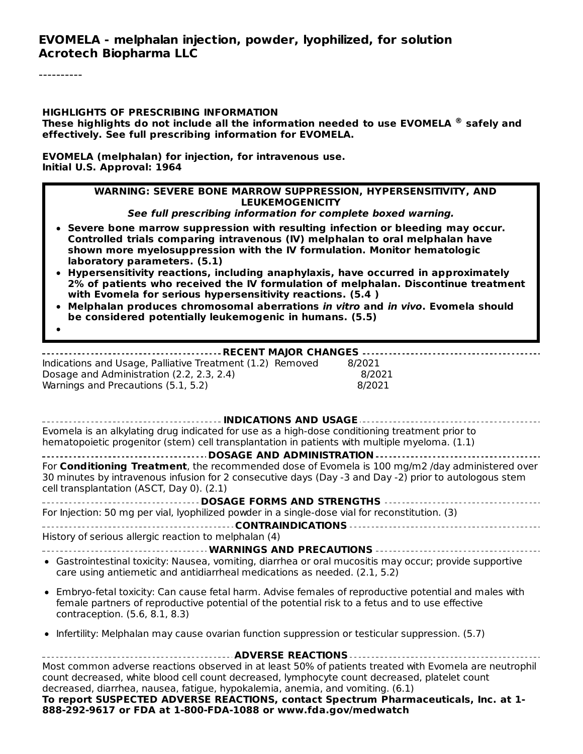# EVOMELA - melphalan injection, powder, lyophilized, for solution

**Acrotech Biopharma LLC**

----------

**HIGHLIGHTS OF PRESCRIBING INFORMATION**

**These highlights do not include all the information needed to use EVOMELA ® safely and effectively. See full prescribing information for EVOMELA.**

**EVOMELA (melphalan) for injection, for intravenous use.**
**Initial U.S. Approval: 1964**

**WARNING: SEVERE BONE MARROW SUPPRESSION, HYPERSENSITIVITY, AND LEUKEMOGENICITY**

***See full prescribing information for complete boxed warning.***

- **Severe bone marrow suppression with resulting infection or bleeding may occur. Controlled trials comparing intravenous (IV) melphalan to oral melphalan have shown more myelosuppression with the IV formulation. Monitor hematologic laboratory parameters. (5.1)**
- **Hypersensitivity reactions, including anaphylaxis, have occurred in approximately 2% of patients who received the IV formulation of melphalan. Discontinue treatment with Evomela for serious hypersensitivity reactions. (5.4 )**
- **Melphalan produces chromosomal aberrations *in vitro* and *in vivo*. Evomela should be considered potentially leukemogenic in humans. (5.5)**

## RECENT MAJOR CHANGES

| | |
|---|---|
| Indications and Usage, Palliative Treatment (1.2) Removed | 8/2021 |
| Dosage and Administration (2.2, 2.3, 2.4) | 8/2021 |
| Warnings and Precautions (5.1, 5.2) | 8/2021 |

## INDICATIONS AND USAGE

Evomela is an alkylating drug indicated for use as a high-dose conditioning treatment prior to hematopoietic progenitor (stem) cell transplantation in patients with multiple myeloma. (1.1)

## DOSAGE AND ADMINISTRATION

For **Conditioning Treatment**, the recommended dose of Evomela is 100 mg/m2 /day administered over 30 minutes by intravenous infusion for 2 consecutive days (Day -3 and Day -2) prior to autologous stem cell transplantation (ASCT, Day 0). (2.1)

## DOSAGE FORMS AND STRENGTHS

For Injection: 50 mg per vial, lyophilized powder in a single-dose vial for reconstitution. (3)

## CONTRAINDICATIONS

History of serious allergic reaction to melphalan (4)

## WARNINGS AND PRECAUTIONS

- Gastrointestinal toxicity: Nausea, vomiting, diarrhea or oral mucositis may occur; provide supportive care using antiemetic and antidiarrheal medications as needed. (2.1, 5.2)
- Embryo-fetal toxicity: Can cause fetal harm. Advise females of reproductive potential and males with female partners of reproductive potential of the potential risk to a fetus and to use effective contraception. (5.6, 8.1, 8.3)
- Infertility: Melphalan may cause ovarian function suppression or testicular suppression. (5.7)

## ADVERSE REACTIONS

Most common adverse reactions observed in at least 50% of patients treated with Evomela are neutrophil count decreased, white blood cell count decreased, lymphocyte count decreased, platelet count decreased, diarrhea, nausea, fatigue, hypokalemia, anemia, and vomiting. (6.1)

**To report SUSPECTED ADVERSE REACTIONS, contact Spectrum Pharmaceuticals, Inc. at 1-888-292-9617 or FDA at 1-800-FDA-1088 or www.fda.gov/medwatch**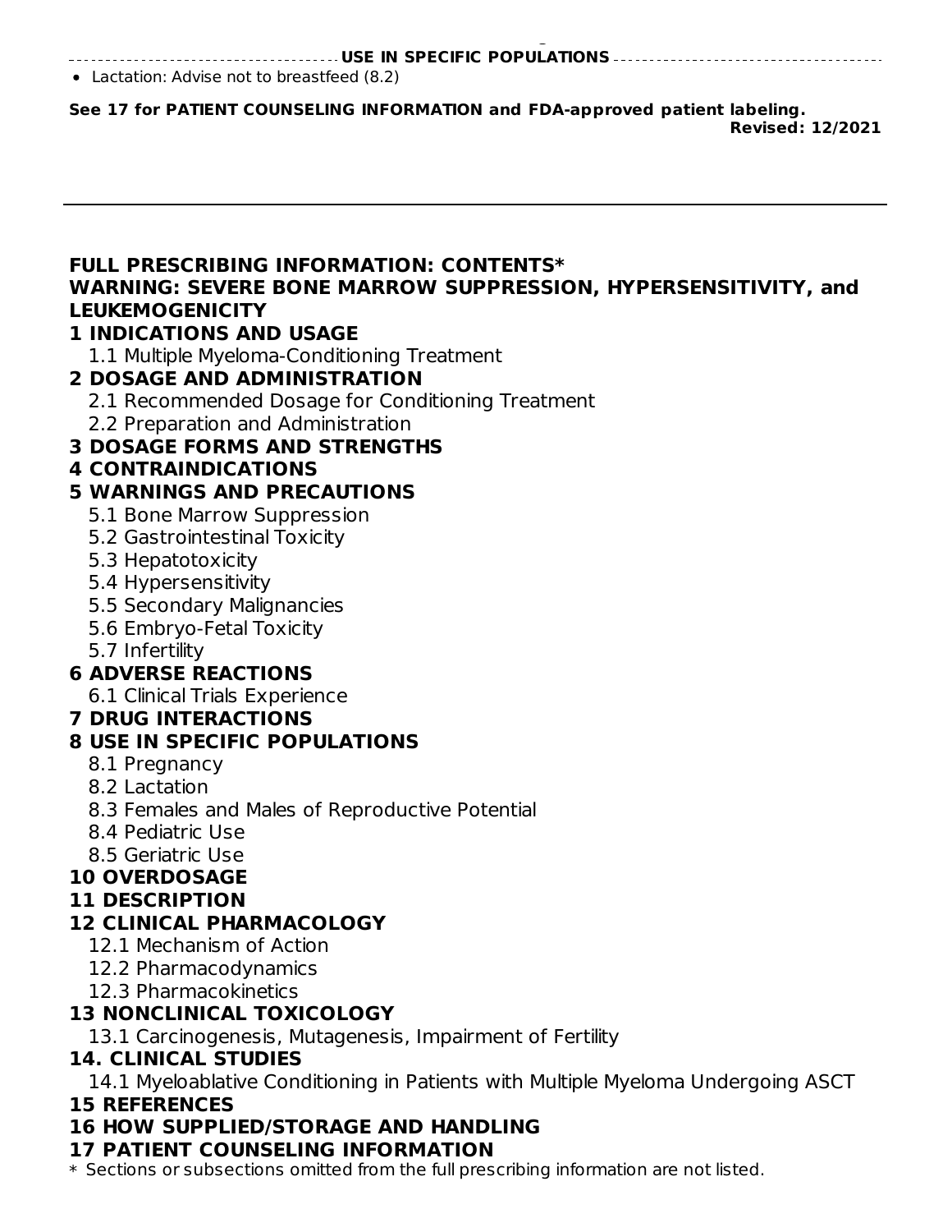**USE IN SPECIFIC POPULATIONS**

- Lactation: Advise not to breastfeed (8.2)

**See 17 for PATIENT COUNSELING INFORMATION and FDA-approved patient labeling.**

**Revised: 12/2021**

---

## FULL PRESCRIBING INFORMATION: CONTENTS*

**WARNING: SEVERE BONE MARROW SUPPRESSION, HYPERSENSITIVITY, and LEUKEMOGENICITY**

**1 INDICATIONS AND USAGE**
- 1.1 Multiple Myeloma-Conditioning Treatment

**2 DOSAGE AND ADMINISTRATION**
- 2.1 Recommended Dosage for Conditioning Treatment
- 2.2 Preparation and Administration

**3 DOSAGE FORMS AND STRENGTHS**

**4 CONTRAINDICATIONS**

**5 WARNINGS AND PRECAUTIONS**
- 5.1 Bone Marrow Suppression
- 5.2 Gastrointestinal Toxicity
- 5.3 Hepatotoxicity
- 5.4 Hypersensitivity
- 5.5 Secondary Malignancies
- 5.6 Embryo-Fetal Toxicity
- 5.7 Infertility

**6 ADVERSE REACTIONS**
- 6.1 Clinical Trials Experience

**7 DRUG INTERACTIONS**

**8 USE IN SPECIFIC POPULATIONS**
- 8.1 Pregnancy
- 8.2 Lactation
- 8.3 Females and Males of Reproductive Potential
- 8.4 Pediatric Use
- 8.5 Geriatric Use

**10 OVERDOSAGE**

**11 DESCRIPTION**

**12 CLINICAL PHARMACOLOGY**
- 12.1 Mechanism of Action
- 12.2 Pharmacodynamics
- 12.3 Pharmacokinetics

**13 NONCLINICAL TOXICOLOGY**
- 13.1 Carcinogenesis, Mutagenesis, Impairment of Fertility

**14. CLINICAL STUDIES**
- 14.1 Myeloablative Conditioning in Patients with Multiple Myeloma Undergoing ASCT

**15 REFERENCES**

**16 HOW SUPPLIED/STORAGE AND HANDLING**

**17 PATIENT COUNSELING INFORMATION**

\* Sections or subsections omitted from the full prescribing information are not listed.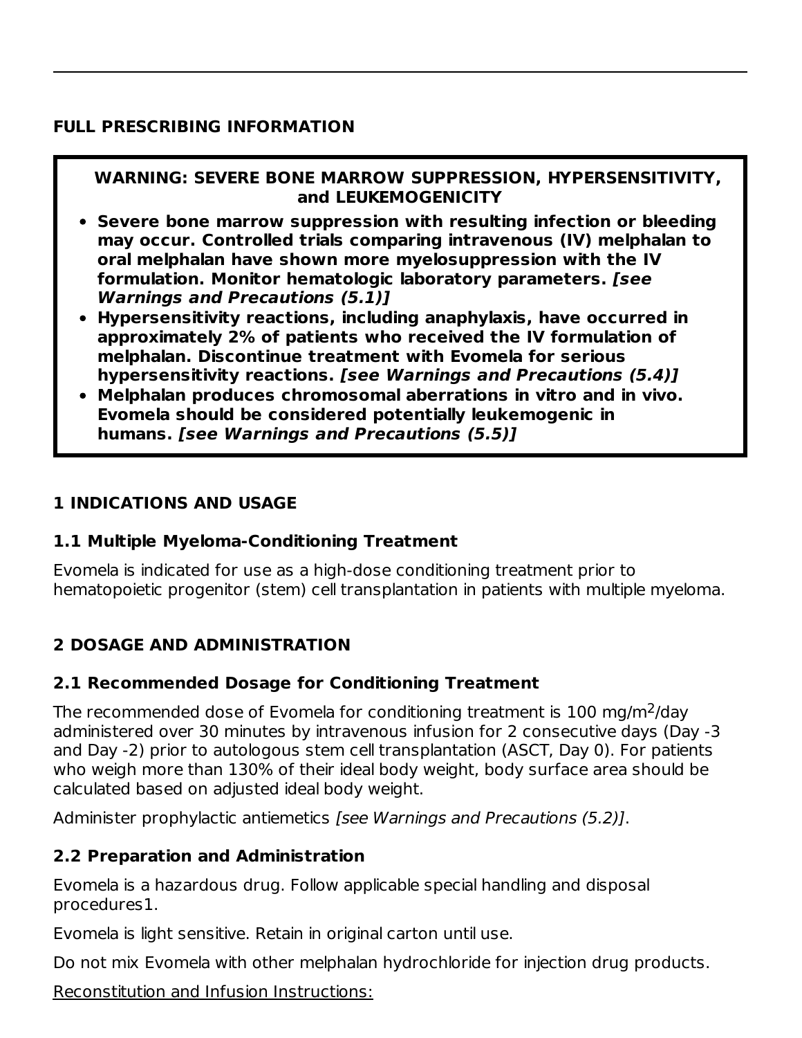## FULL PRESCRIBING INFORMATION

**WARNING: SEVERE BONE MARROW SUPPRESSION, HYPERSENSITIVITY, and LEUKEMOGENICITY**

- **Severe bone marrow suppression with resulting infection or bleeding may occur. Controlled trials comparing intravenous (IV) melphalan to oral melphalan have shown more myelosuppression with the IV formulation. Monitor hematologic laboratory parameters.** ***[see Warnings and Precautions (5.1)]***
- **Hypersensitivity reactions, including anaphylaxis, have occurred in approximately 2% of patients who received the IV formulation of melphalan. Discontinue treatment with Evomela for serious hypersensitivity reactions.** ***[see Warnings and Precautions (5.4)]***
- **Melphalan produces chromosomal aberrations in vitro and in vivo. Evomela should be considered potentially leukemogenic in humans.** ***[see Warnings and Precautions (5.5)]***

## 1 INDICATIONS AND USAGE

### 1.1 Multiple Myeloma-Conditioning Treatment

Evomela is indicated for use as a high-dose conditioning treatment prior to hematopoietic progenitor (stem) cell transplantation in patients with multiple myeloma.

## 2 DOSAGE AND ADMINISTRATION

### 2.1 Recommended Dosage for Conditioning Treatment

The recommended dose of Evomela for conditioning treatment is 100 mg/m$^2$/day administered over 30 minutes by intravenous infusion for 2 consecutive days (Day -3 and Day -2) prior to autologous stem cell transplantation (ASCT, Day 0). For patients who weigh more than 130% of their ideal body weight, body surface area should be calculated based on adjusted ideal body weight.

Administer prophylactic antiemetics *[see Warnings and Precautions (5.2)]*.

### 2.2 Preparation and Administration

Evomela is a hazardous drug. Follow applicable special handling and disposal procedures1.

Evomela is light sensitive. Retain in original carton until use.

Do not mix Evomela with other melphalan hydrochloride for injection drug products.

Reconstitution and Infusion Instructions: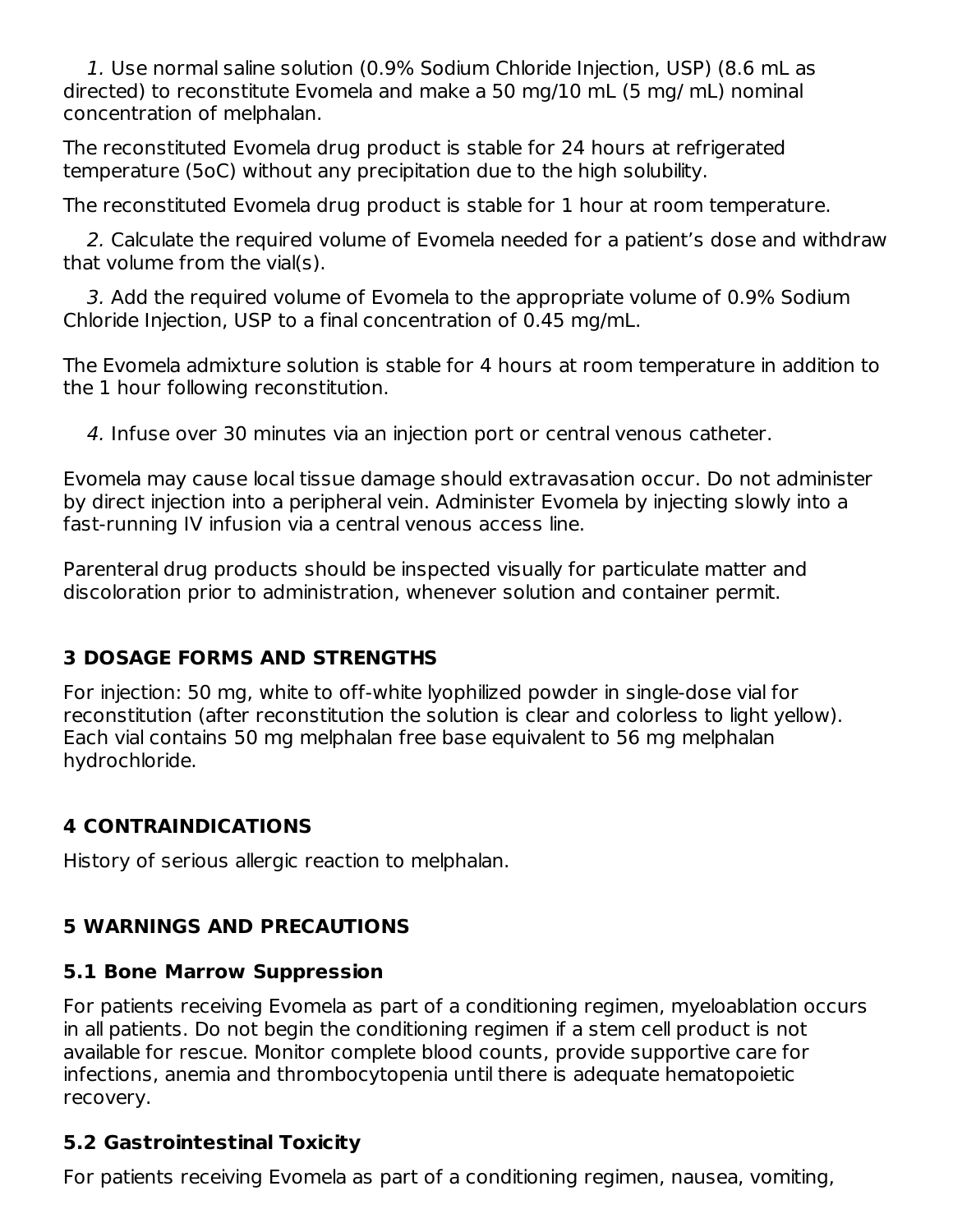*1.* Use normal saline solution (0.9% Sodium Chloride Injection, USP) (8.6 mL as directed) to reconstitute Evomela and make a 50 mg/10 mL (5 mg/ mL) nominal concentration of melphalan.

The reconstituted Evomela drug product is stable for 24 hours at refrigerated temperature (5oC) without any precipitation due to the high solubility.

The reconstituted Evomela drug product is stable for 1 hour at room temperature.

*2.* Calculate the required volume of Evomela needed for a patient's dose and withdraw that volume from the vial(s).

*3.* Add the required volume of Evomela to the appropriate volume of 0.9% Sodium Chloride Injection, USP to a final concentration of 0.45 mg/mL.

The Evomela admixture solution is stable for 4 hours at room temperature in addition to the 1 hour following reconstitution.

*4.* Infuse over 30 minutes via an injection port or central venous catheter.

Evomela may cause local tissue damage should extravasation occur. Do not administer by direct injection into a peripheral vein. Administer Evomela by injecting slowly into a fast-running IV infusion via a central venous access line.

Parenteral drug products should be inspected visually for particulate matter and discoloration prior to administration, whenever solution and container permit.

## 3 DOSAGE FORMS AND STRENGTHS

For injection: 50 mg, white to off-white lyophilized powder in single-dose vial for reconstitution (after reconstitution the solution is clear and colorless to light yellow). Each vial contains 50 mg melphalan free base equivalent to 56 mg melphalan hydrochloride.

## 4 CONTRAINDICATIONS

History of serious allergic reaction to melphalan.

## 5 WARNINGS AND PRECAUTIONS

### 5.1 Bone Marrow Suppression

For patients receiving Evomela as part of a conditioning regimen, myeloablation occurs in all patients. Do not begin the conditioning regimen if a stem cell product is not available for rescue. Monitor complete blood counts, provide supportive care for infections, anemia and thrombocytopenia until there is adequate hematopoietic recovery.

### 5.2 Gastrointestinal Toxicity

For patients receiving Evomela as part of a conditioning regimen, nausea, vomiting,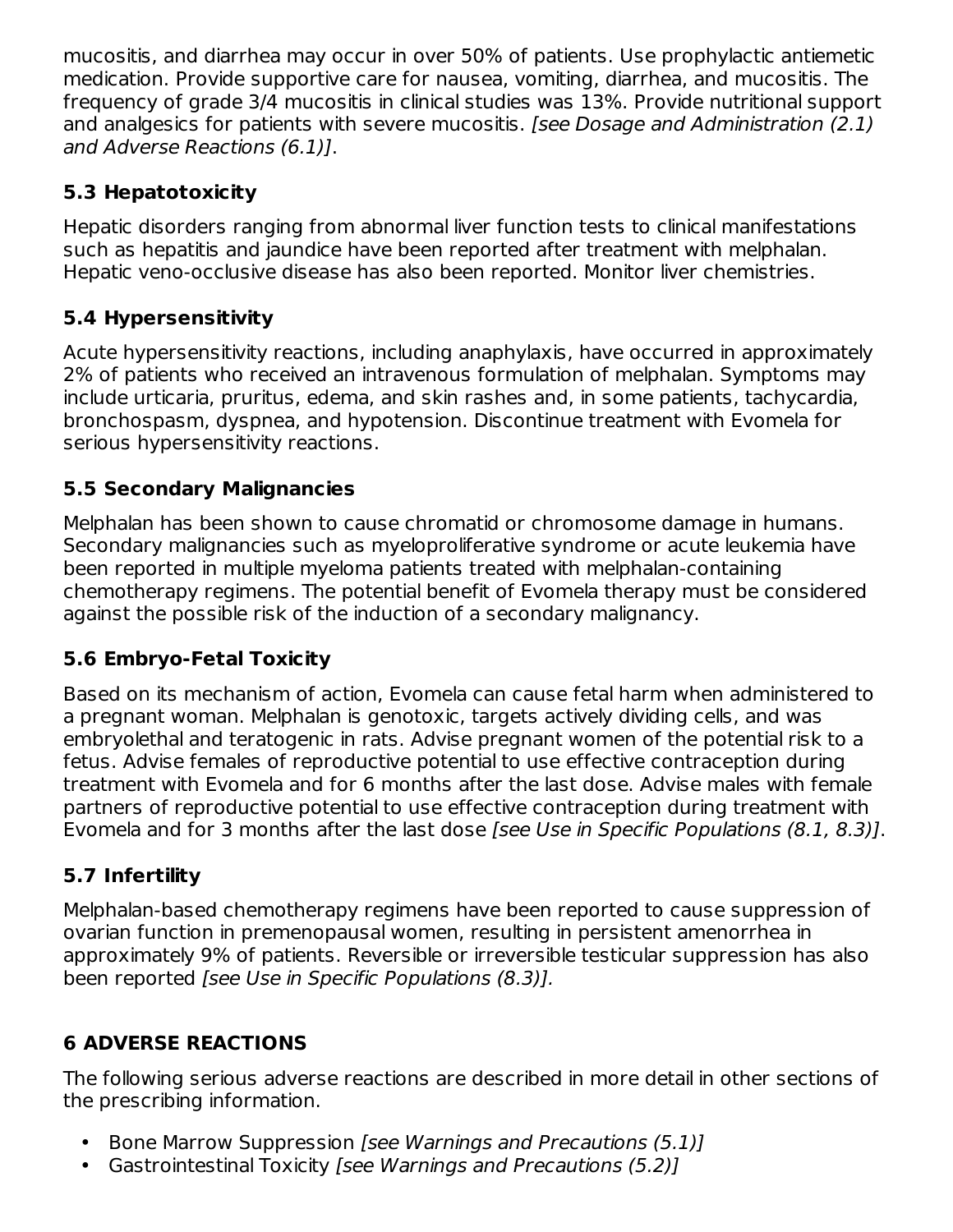mucositis, and diarrhea may occur in over 50% of patients. Use prophylactic antiemetic medication. Provide supportive care for nausea, vomiting, diarrhea, and mucositis. The frequency of grade 3/4 mucositis in clinical studies was 13%. Provide nutritional support and analgesics for patients with severe mucositis. *[see Dosage and Administration (2.1) and Adverse Reactions (6.1)]*.

### 5.3 Hepatotoxicity

Hepatic disorders ranging from abnormal liver function tests to clinical manifestations such as hepatitis and jaundice have been reported after treatment with melphalan. Hepatic veno-occlusive disease has also been reported. Monitor liver chemistries.

### 5.4 Hypersensitivity

Acute hypersensitivity reactions, including anaphylaxis, have occurred in approximately 2% of patients who received an intravenous formulation of melphalan. Symptoms may include urticaria, pruritus, edema, and skin rashes and, in some patients, tachycardia, bronchospasm, dyspnea, and hypotension. Discontinue treatment with Evomela for serious hypersensitivity reactions.

### 5.5 Secondary Malignancies

Melphalan has been shown to cause chromatid or chromosome damage in humans. Secondary malignancies such as myeloproliferative syndrome or acute leukemia have been reported in multiple myeloma patients treated with melphalan-containing chemotherapy regimens. The potential benefit of Evomela therapy must be considered against the possible risk of the induction of a secondary malignancy.

### 5.6 Embryo-Fetal Toxicity

Based on its mechanism of action, Evomela can cause fetal harm when administered to a pregnant woman. Melphalan is genotoxic, targets actively dividing cells, and was embryolethal and teratogenic in rats. Advise pregnant women of the potential risk to a fetus. Advise females of reproductive potential to use effective contraception during treatment with Evomela and for 6 months after the last dose. Advise males with female partners of reproductive potential to use effective contraception during treatment with Evomela and for 3 months after the last dose *[see Use in Specific Populations (8.1, 8.3)]*.

### 5.7 Infertility

Melphalan-based chemotherapy regimens have been reported to cause suppression of ovarian function in premenopausal women, resulting in persistent amenorrhea in approximately 9% of patients. Reversible or irreversible testicular suppression has also been reported *[see Use in Specific Populations (8.3)].*

## 6 ADVERSE REACTIONS

The following serious adverse reactions are described in more detail in other sections of the prescribing information.

- Bone Marrow Suppression *[see Warnings and Precautions (5.1)]*
- Gastrointestinal Toxicity *[see Warnings and Precautions (5.2)]*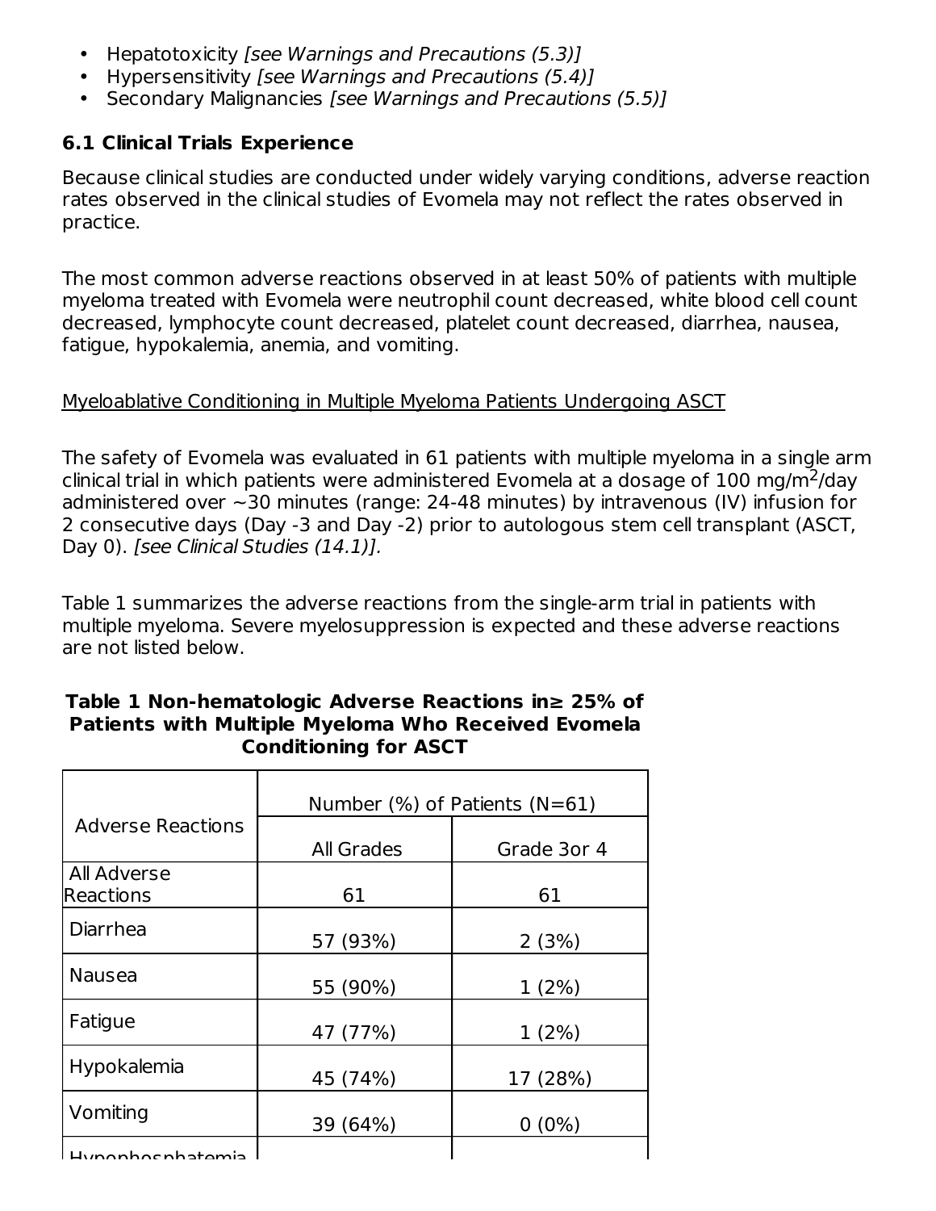- Hepatotoxicity *[see Warnings and Precautions (5.3)]*
- Hypersensitivity *[see Warnings and Precautions (5.4)]*
- Secondary Malignancies *[see Warnings and Precautions (5.5)]*

### 6.1 Clinical Trials Experience

Because clinical studies are conducted under widely varying conditions, adverse reaction rates observed in the clinical studies of Evomela may not reflect the rates observed in practice.

The most common adverse reactions observed in at least 50% of patients with multiple myeloma treated with Evomela were neutrophil count decreased, white blood cell count decreased, lymphocyte count decreased, platelet count decreased, diarrhea, nausea, fatigue, hypokalemia, anemia, and vomiting.

Myeloablative Conditioning in Multiple Myeloma Patients Undergoing ASCT

The safety of Evomela was evaluated in 61 patients with multiple myeloma in a single arm clinical trial in which patients were administered Evomela at a dosage of 100 mg/m$^2$/day administered over ~30 minutes (range: 24-48 minutes) by intravenous (IV) infusion for 2 consecutive days (Day -3 and Day -2) prior to autologous stem cell transplant (ASCT, Day 0). *[see Clinical Studies (14.1)].*

Table 1 summarizes the adverse reactions from the single-arm trial in patients with multiple myeloma. Severe myelosuppression is expected and these adverse reactions are not listed below.

**Table 1 Non-hematologic Adverse Reactions in≥ 25% of Patients with Multiple Myeloma Who Received Evomela Conditioning for ASCT**

| Adverse Reactions | Number (%) of Patients (N=61) | |
|---|---|---|
| | All Grades | Grade 3or 4 |
| All Adverse Reactions | 61 | 61 |
| Diarrhea | 57 (93%) | 2 (3%) |
| Nausea | 55 (90%) | 1 (2%) |
| Fatigue | 47 (77%) | 1 (2%) |
| Hypokalemia | 45 (74%) | 17 (28%) |
| Vomiting | 39 (64%) | 0 (0%) |
| Hypophosphatemia | | |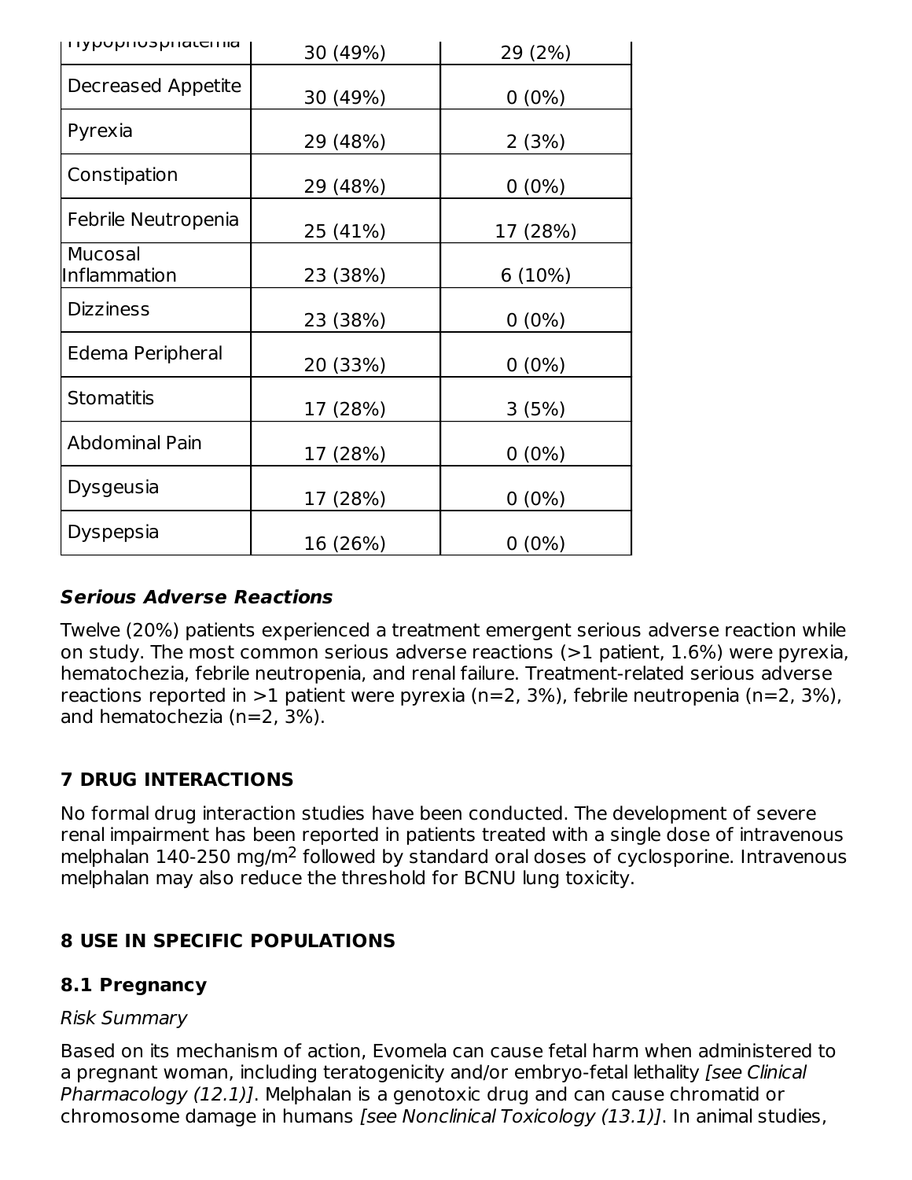| Hypophosphatemia | 30 (49%) | 29 (2%) |
|---|---|---|
| Decreased Appetite | 30 (49%) | 0 (0%) |
| Pyrexia | 29 (48%) | 2 (3%) |
| Constipation | 29 (48%) | 0 (0%) |
| Febrile Neutropenia | 25 (41%) | 17 (28%) |
| Mucosal Inflammation | 23 (38%) | 6 (10%) |
| Dizziness | 23 (38%) | 0 (0%) |
| Edema Peripheral | 20 (33%) | 0 (0%) |
| Stomatitis | 17 (28%) | 3 (5%) |
| Abdominal Pain | 17 (28%) | 0 (0%) |
| Dysgeusia | 17 (28%) | 0 (0%) |
| Dyspepsia | 16 (26%) | 0 (0%) |

***Serious Adverse Reactions***

Twelve (20%) patients experienced a treatment emergent serious adverse reaction while on study. The most common serious adverse reactions (>1 patient, 1.6%) were pyrexia, hematochezia, febrile neutropenia, and renal failure. Treatment-related serious adverse reactions reported in >1 patient were pyrexia (n=2, 3%), febrile neutropenia (n=2, 3%), and hematochezia (n=2, 3%).

## 7 DRUG INTERACTIONS

No formal drug interaction studies have been conducted. The development of severe renal impairment has been reported in patients treated with a single dose of intravenous melphalan 140-250 mg/m$^2$ followed by standard oral doses of cyclosporine. Intravenous melphalan may also reduce the threshold for BCNU lung toxicity.

## 8 USE IN SPECIFIC POPULATIONS

### 8.1 Pregnancy

*Risk Summary*

Based on its mechanism of action, Evomela can cause fetal harm when administered to a pregnant woman, including teratogenicity and/or embryo-fetal lethality *[see Clinical Pharmacology (12.1)]*. Melphalan is a genotoxic drug and can cause chromatid or chromosome damage in humans *[see Nonclinical Toxicology (13.1)]*. In animal studies,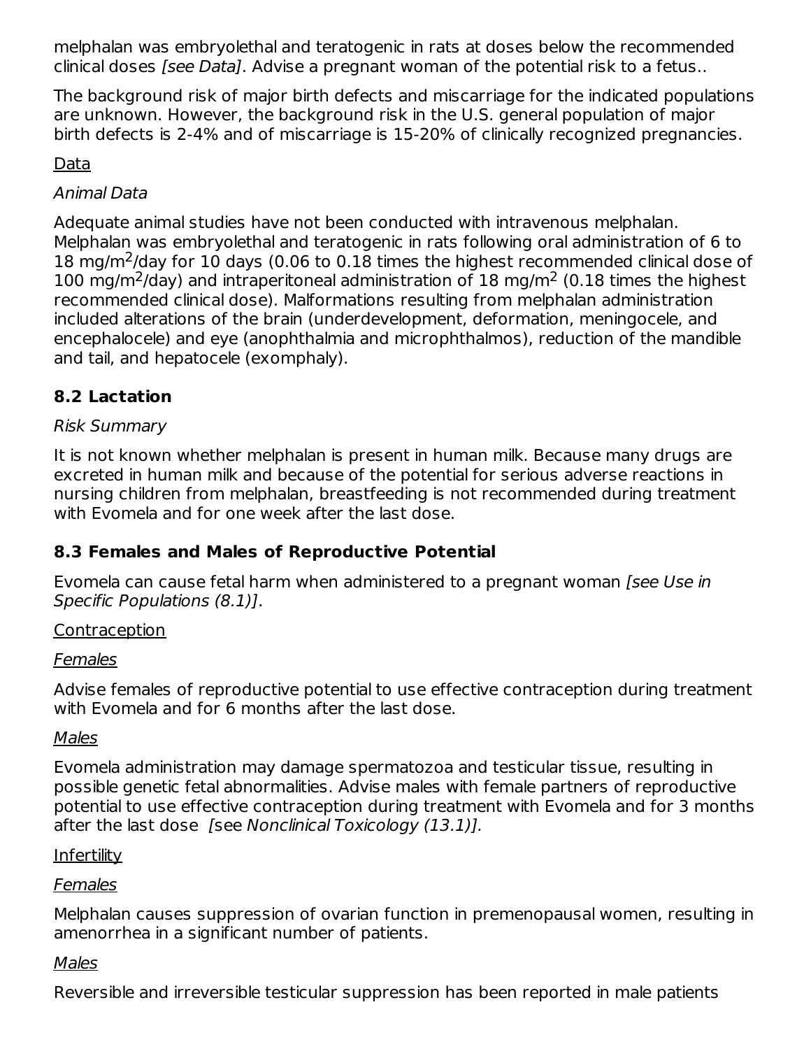melphalan was embryolethal and teratogenic in rats at doses below the recommended clinical doses *[see Data]*. Advise a pregnant woman of the potential risk to a fetus..

The background risk of major birth defects and miscarriage for the indicated populations are unknown. However, the background risk in the U.S. general population of major birth defects is 2-4% and of miscarriage is 15-20% of clinically recognized pregnancies.

Data

*Animal Data*

Adequate animal studies have not been conducted with intravenous melphalan. Melphalan was embryolethal and teratogenic in rats following oral administration of 6 to 18 mg/m$^2$/day for 10 days (0.06 to 0.18 times the highest recommended clinical dose of 100 mg/m$^2$/day) and intraperitoneal administration of 18 mg/m$^2$ (0.18 times the highest recommended clinical dose). Malformations resulting from melphalan administration included alterations of the brain (underdevelopment, deformation, meningocele, and encephalocele) and eye (anophthalmia and microphthalmos), reduction of the mandible and tail, and hepatocele (exomphaly).

## 8.2 Lactation

*Risk Summary*

It is not known whether melphalan is present in human milk. Because many drugs are excreted in human milk and because of the potential for serious adverse reactions in nursing children from melphalan, breastfeeding is not recommended during treatment with Evomela and for one week after the last dose.

## 8.3 Females and Males of Reproductive Potential

Evomela can cause fetal harm when administered to a pregnant woman *[see Use in Specific Populations (8.1)]*.

Contraception

*Females*

Advise females of reproductive potential to use effective contraception during treatment with Evomela and for 6 months after the last dose.

*Males*

Evomela administration may damage spermatozoa and testicular tissue, resulting in possible genetic fetal abnormalities. Advise males with female partners of reproductive potential to use effective contraception during treatment with Evomela and for 3 months after the last dose [see *Nonclinical Toxicology (13.1)].*

Infertility

*Females*

Melphalan causes suppression of ovarian function in premenopausal women, resulting in amenorrhea in a significant number of patients.

*Males*

Reversible and irreversible testicular suppression has been reported in male patients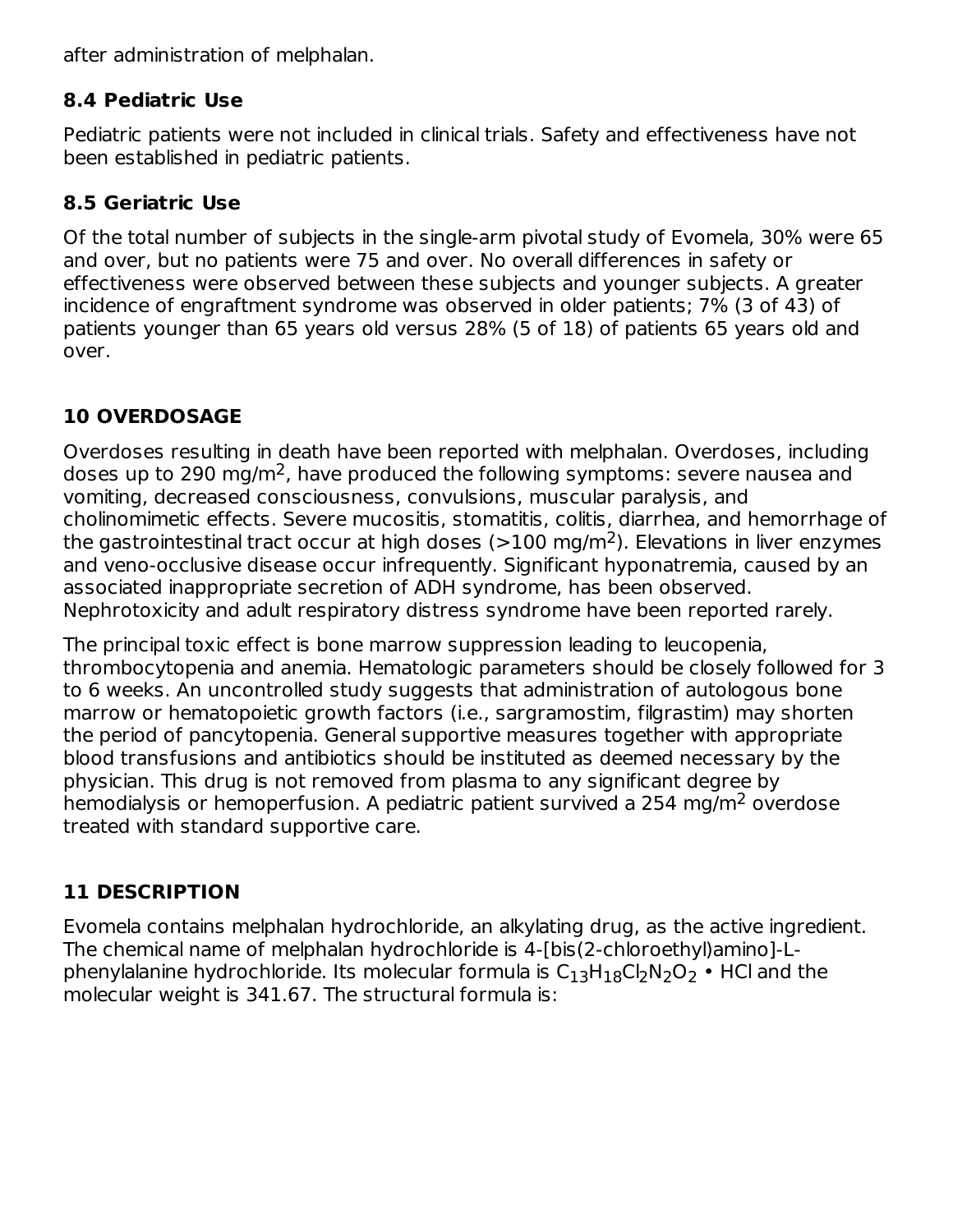after administration of melphalan.

### 8.4 Pediatric Use

Pediatric patients were not included in clinical trials. Safety and effectiveness have not been established in pediatric patients.

### 8.5 Geriatric Use

Of the total number of subjects in the single-arm pivotal study of Evomela, 30% were 65 and over, but no patients were 75 and over. No overall differences in safety or effectiveness were observed between these subjects and younger subjects. A greater incidence of engraftment syndrome was observed in older patients; 7% (3 of 43) of patients younger than 65 years old versus 28% (5 of 18) of patients 65 years old and over.

## 10 OVERDOSAGE

Overdoses resulting in death have been reported with melphalan. Overdoses, including doses up to 290 mg/$m^2$, have produced the following symptoms: severe nausea and vomiting, decreased consciousness, convulsions, muscular paralysis, and cholinomimetic effects. Severe mucositis, stomatitis, colitis, diarrhea, and hemorrhage of the gastrointestinal tract occur at high doses (>100 mg/$m^2$). Elevations in liver enzymes and veno-occlusive disease occur infrequently. Significant hyponatremia, caused by an associated inappropriate secretion of ADH syndrome, has been observed. Nephrotoxicity and adult respiratory distress syndrome have been reported rarely.

The principal toxic effect is bone marrow suppression leading to leucopenia, thrombocytopenia and anemia. Hematologic parameters should be closely followed for 3 to 6 weeks. An uncontrolled study suggests that administration of autologous bone marrow or hematopoietic growth factors (i.e., sargramostim, filgrastim) may shorten the period of pancytopenia. General supportive measures together with appropriate blood transfusions and antibiotics should be instituted as deemed necessary by the physician. This drug is not removed from plasma to any significant degree by hemodialysis or hemoperfusion. A pediatric patient survived a 254 mg/$m^2$ overdose treated with standard supportive care.

## 11 DESCRIPTION

Evomela contains melphalan hydrochloride, an alkylating drug, as the active ingredient. The chemical name of melphalan hydrochloride is 4-[bis(2-chloroethyl)amino]-L-phenylalanine hydrochloride. Its molecular formula is $C_{13}H_{18}Cl_2N_2O_2$ • HCl and the molecular weight is 341.67. The structural formula is: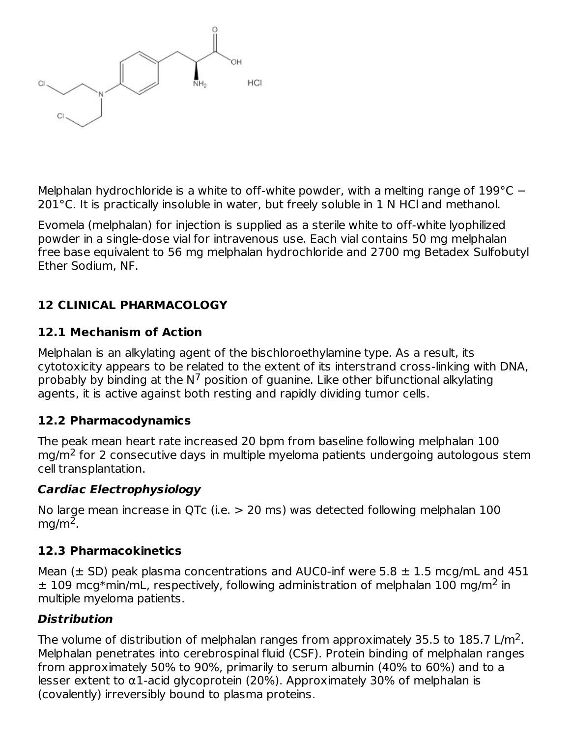Melphalan hydrochloride is a white to off-white powder, with a melting range of 199°C − 201°C. It is practically insoluble in water, but freely soluble in 1 N HCl and methanol.

Evomela (melphalan) for injection is supplied as a sterile white to off-white lyophilized powder in a single-dose vial for intravenous use. Each vial contains 50 mg melphalan free base equivalent to 56 mg melphalan hydrochloride and 2700 mg Betadex Sulfobutyl Ether Sodium, NF.

## 12 CLINICAL PHARMACOLOGY

### 12.1 Mechanism of Action

Melphalan is an alkylating agent of the bischloroethylamine type. As a result, its cytotoxicity appears to be related to the extent of its interstrand cross-linking with DNA, probably by binding at the $N^7$ position of guanine. Like other bifunctional alkylating agents, it is active against both resting and rapidly dividing tumor cells.

### 12.2 Pharmacodynamics

The peak mean heart rate increased 20 bpm from baseline following melphalan 100 $mg/m^2$ for 2 consecutive days in multiple myeloma patients undergoing autologous stem cell transplantation.

***Cardiac Electrophysiology***

No large mean increase in QTc (i.e. > 20 ms) was detected following melphalan 100 $mg/m^2$.

### 12.3 Pharmacokinetics

Mean (± SD) peak plasma concentrations and AUC0-inf were 5.8 ± 1.5 mcg/mL and 451 ± 109 mcg*min/mL, respectively, following administration of melphalan 100 $mg/m^2$ in multiple myeloma patients.

***Distribution***

The volume of distribution of melphalan ranges from approximately 35.5 to 185.7 $L/m^2$. Melphalan penetrates into cerebrospinal fluid (CSF). Protein binding of melphalan ranges from approximately 50% to 90%, primarily to serum albumin (40% to 60%) and to a lesser extent to α1-acid glycoprotein (20%). Approximately 30% of melphalan is (covalently) irreversibly bound to plasma proteins.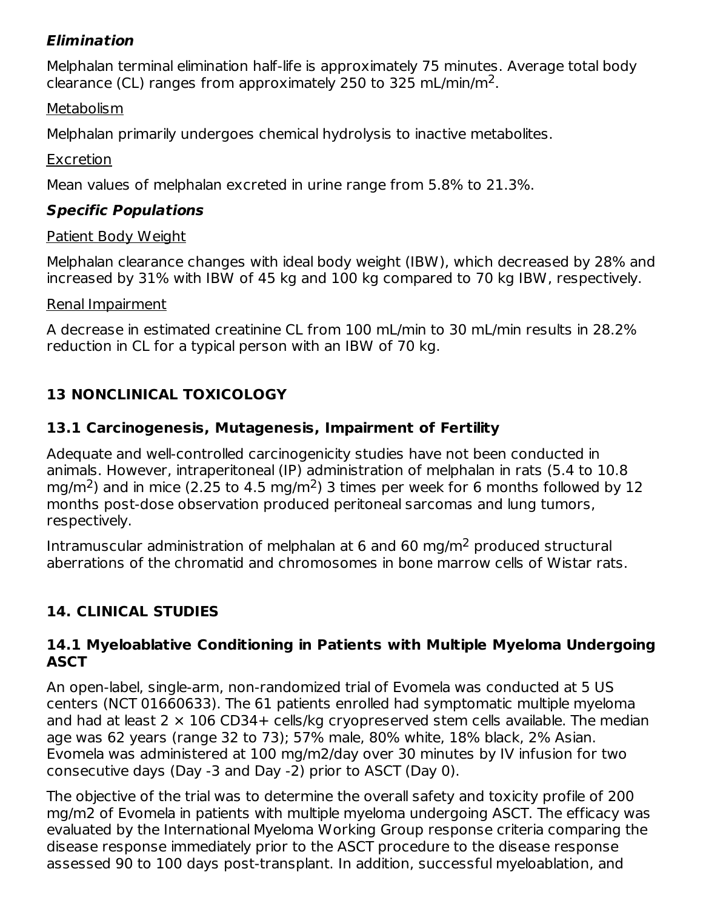***Elimination***

Melphalan terminal elimination half-life is approximately 75 minutes. Average total body clearance (CL) ranges from approximately 250 to 325 mL/min/$m^2$.

Metabolism

Melphalan primarily undergoes chemical hydrolysis to inactive metabolites.

Excretion

Mean values of melphalan excreted in urine range from 5.8% to 21.3%.

***Specific Populations***

Patient Body Weight

Melphalan clearance changes with ideal body weight (IBW), which decreased by 28% and increased by 31% with IBW of 45 kg and 100 kg compared to 70 kg IBW, respectively.

Renal Impairment

A decrease in estimated creatinine CL from 100 mL/min to 30 mL/min results in 28.2% reduction in CL for a typical person with an IBW of 70 kg.

## 13 NONCLINICAL TOXICOLOGY

### 13.1 Carcinogenesis, Mutagenesis, Impairment of Fertility

Adequate and well-controlled carcinogenicity studies have not been conducted in animals. However, intraperitoneal (IP) administration of melphalan in rats (5.4 to 10.8 mg/$m^2$) and in mice (2.25 to 4.5 mg/$m^2$) 3 times per week for 6 months followed by 12 months post-dose observation produced peritoneal sarcomas and lung tumors, respectively.

Intramuscular administration of melphalan at 6 and 60 mg/$m^2$ produced structural aberrations of the chromatid and chromosomes in bone marrow cells of Wistar rats.

## 14. CLINICAL STUDIES

### 14.1 Myeloablative Conditioning in Patients with Multiple Myeloma Undergoing ASCT

An open-label, single-arm, non-randomized trial of Evomela was conducted at 5 US centers (NCT 01660633). The 61 patients enrolled had symptomatic multiple myeloma and had at least 2 × 106 CD34+ cells/kg cryopreserved stem cells available. The median age was 62 years (range 32 to 73); 57% male, 80% white, 18% black, 2% Asian. Evomela was administered at 100 mg/m2/day over 30 minutes by IV infusion for two consecutive days (Day -3 and Day -2) prior to ASCT (Day 0).

The objective of the trial was to determine the overall safety and toxicity profile of 200 mg/m2 of Evomela in patients with multiple myeloma undergoing ASCT. The efficacy was evaluated by the International Myeloma Working Group response criteria comparing the disease response immediately prior to the ASCT procedure to the disease response assessed 90 to 100 days post-transplant. In addition, successful myeloablation, and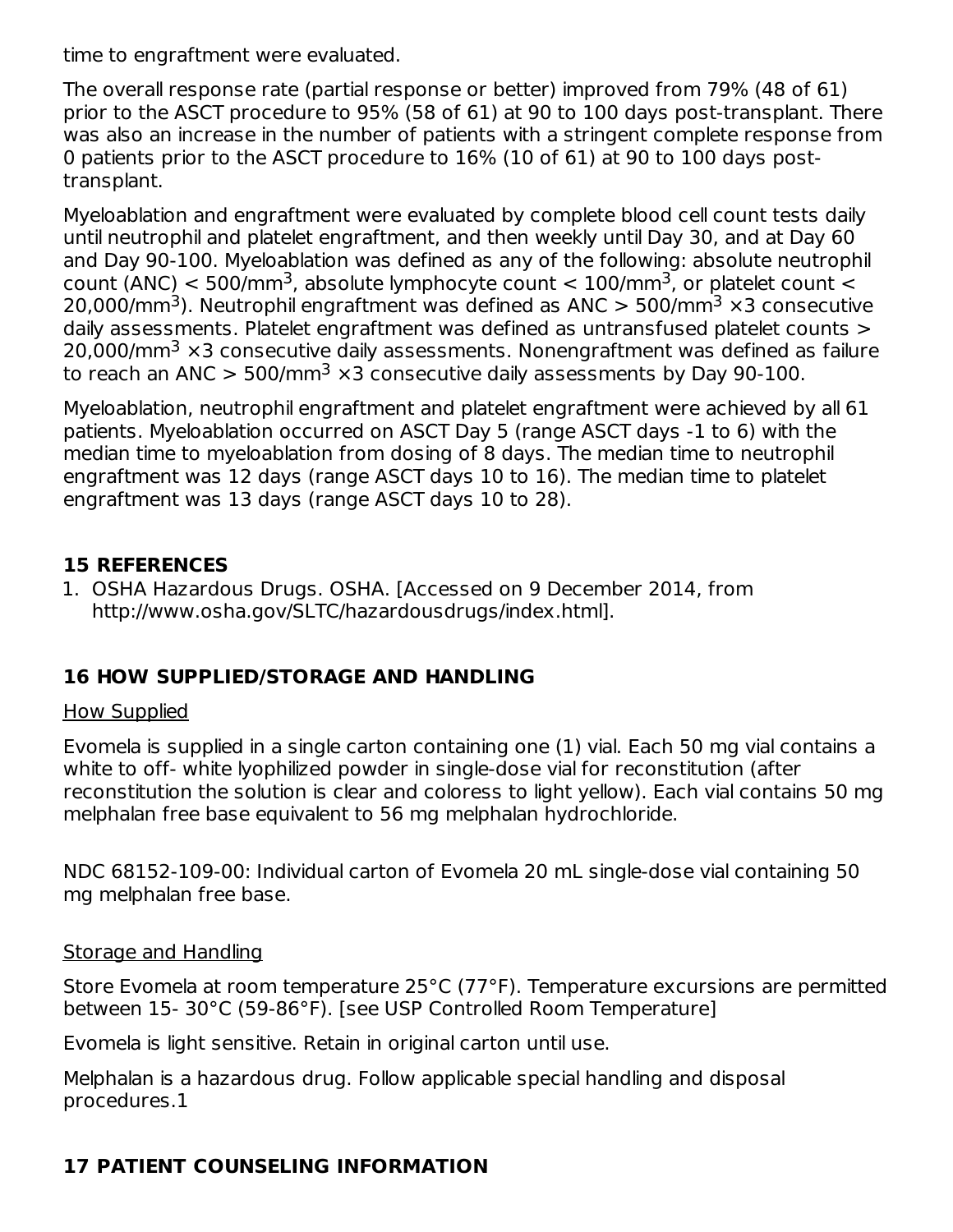time to engraftment were evaluated.

The overall response rate (partial response or better) improved from 79% (48 of 61) prior to the ASCT procedure to 95% (58 of 61) at 90 to 100 days post-transplant. There was also an increase in the number of patients with a stringent complete response from 0 patients prior to the ASCT procedure to 16% (10 of 61) at 90 to 100 days post-transplant.

Myeloablation and engraftment were evaluated by complete blood cell count tests daily until neutrophil and platelet engraftment, and then weekly until Day 30, and at Day 60 and Day 90-100. Myeloablation was defined as any of the following: absolute neutrophil count (ANC) < 500/mm$^3$, absolute lymphocyte count < 100/mm$^3$, or platelet count < 20,000/mm$^3$). Neutrophil engraftment was defined as ANC > 500/mm$^3$ ×3 consecutive daily assessments. Platelet engraftment was defined as untransfused platelet counts > 20,000/mm$^3$ ×3 consecutive daily assessments. Nonengraftment was defined as failure to reach an ANC > 500/mm$^3$ ×3 consecutive daily assessments by Day 90-100.

Myeloablation, neutrophil engraftment and platelet engraftment were achieved by all 61 patients. Myeloablation occurred on ASCT Day 5 (range ASCT days -1 to 6) with the median time to myeloablation from dosing of 8 days. The median time to neutrophil engraftment was 12 days (range ASCT days 10 to 16). The median time to platelet engraftment was 13 days (range ASCT days 10 to 28).

## 15 REFERENCES

1. OSHA Hazardous Drugs. OSHA. [Accessed on 9 December 2014, from http://www.osha.gov/SLTC/hazardousdrugs/index.html].

## 16 HOW SUPPLIED/STORAGE AND HANDLING

How Supplied

Evomela is supplied in a single carton containing one (1) vial. Each 50 mg vial contains a white to off- white lyophilized powder in single-dose vial for reconstitution (after reconstitution the solution is clear and coloress to light yellow). Each vial contains 50 mg melphalan free base equivalent to 56 mg melphalan hydrochloride.

NDC 68152-109-00: Individual carton of Evomela 20 mL single-dose vial containing 50 mg melphalan free base.

Storage and Handling

Store Evomela at room temperature 25°C (77°F). Temperature excursions are permitted between 15- 30°C (59-86°F). [see USP Controlled Room Temperature]

Evomela is light sensitive. Retain in original carton until use.

Melphalan is a hazardous drug. Follow applicable special handling and disposal procedures.[1]

## 17 PATIENT COUNSELING INFORMATION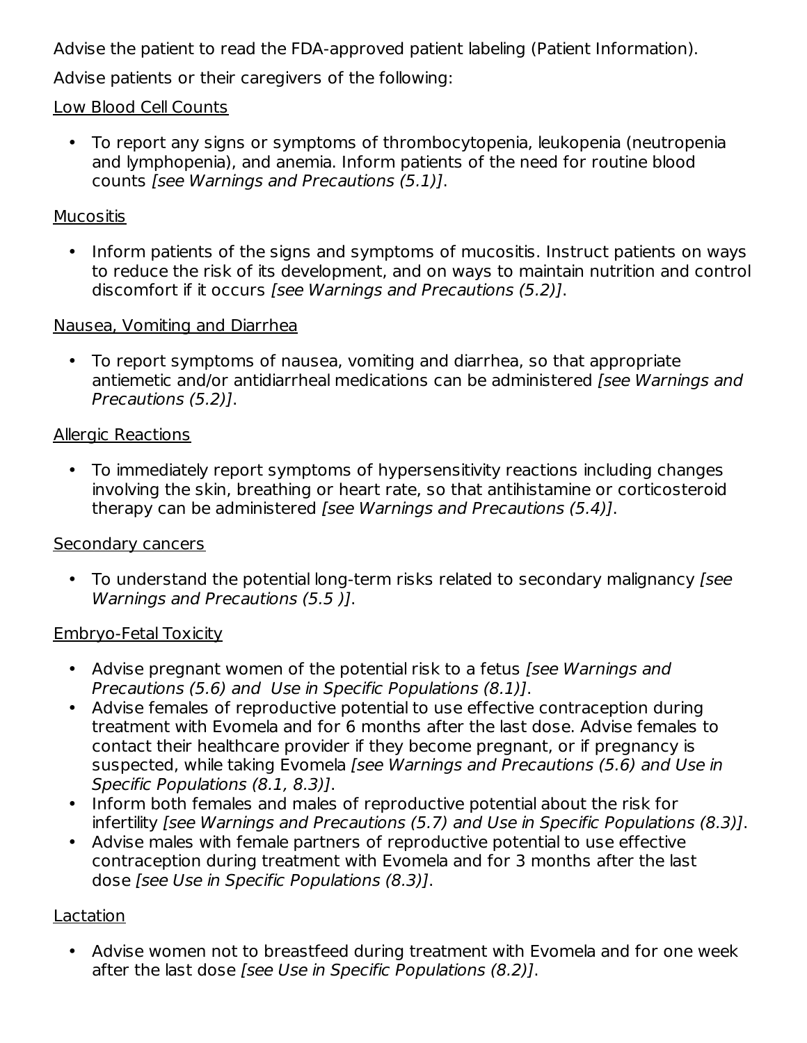Advise the patient to read the FDA-approved patient labeling (Patient Information).

Advise patients or their caregivers of the following:

Low Blood Cell Counts

- To report any signs or symptoms of thrombocytopenia, leukopenia (neutropenia and lymphopenia), and anemia. Inform patients of the need for routine blood counts *[see Warnings and Precautions (5.1)]*.

Mucositis

- Inform patients of the signs and symptoms of mucositis. Instruct patients on ways to reduce the risk of its development, and on ways to maintain nutrition and control discomfort if it occurs *[see Warnings and Precautions (5.2)]*.

Nausea, Vomiting and Diarrhea

- To report symptoms of nausea, vomiting and diarrhea, so that appropriate antiemetic and/or antidiarrheal medications can be administered *[see Warnings and Precautions (5.2)]*.

Allergic Reactions

- To immediately report symptoms of hypersensitivity reactions including changes involving the skin, breathing or heart rate, so that antihistamine or corticosteroid therapy can be administered *[see Warnings and Precautions (5.4)]*.

Secondary cancers

- To understand the potential long-term risks related to secondary malignancy *[see Warnings and Precautions (5.5 )]*.

Embryo-Fetal Toxicity

- Advise pregnant women of the potential risk to a fetus *[see Warnings and Precautions (5.6) and Use in Specific Populations (8.1)]*.
- Advise females of reproductive potential to use effective contraception during treatment with Evomela and for 6 months after the last dose. Advise females to contact their healthcare provider if they become pregnant, or if pregnancy is suspected, while taking Evomela *[see Warnings and Precautions (5.6) and Use in Specific Populations (8.1, 8.3)]*.
- Inform both females and males of reproductive potential about the risk for infertility *[see Warnings and Precautions (5.7) and Use in Specific Populations (8.3)]*.
- Advise males with female partners of reproductive potential to use effective contraception during treatment with Evomela and for 3 months after the last dose *[see Use in Specific Populations (8.3)]*.

Lactation

- Advise women not to breastfeed during treatment with Evomela and for one week after the last dose *[see Use in Specific Populations (8.2)]*.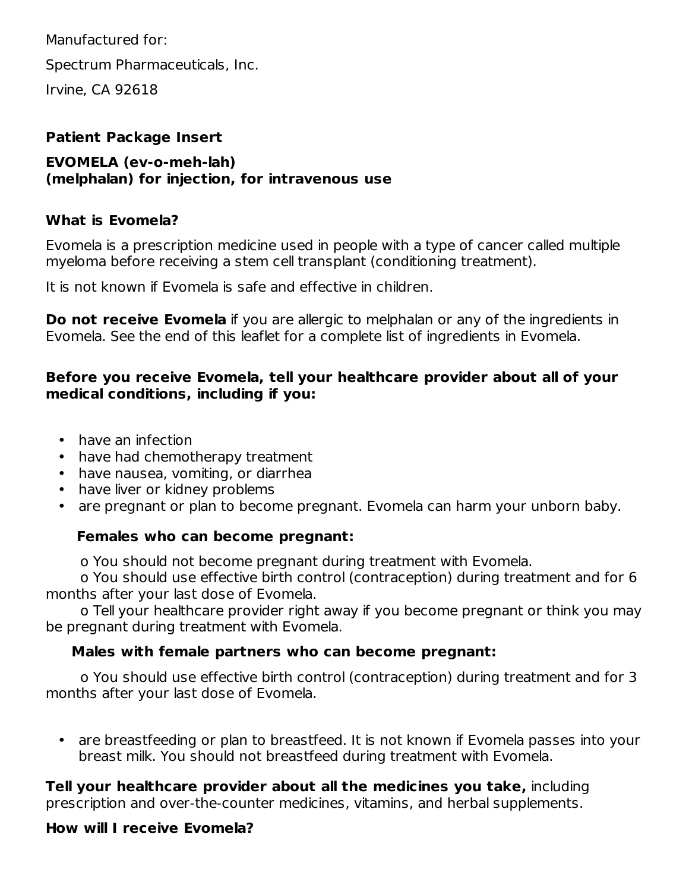Manufactured for:

Spectrum Pharmaceuticals, Inc.

Irvine, CA 92618

**Patient Package Insert**

**EVOMELA (ev-o-meh-lah)**
**(melphalan) for injection, for intravenous use**

**What is Evomela?**

Evomela is a prescription medicine used in people with a type of cancer called multiple myeloma before receiving a stem cell transplant (conditioning treatment).

It is not known if Evomela is safe and effective in children.

**Do not receive Evomela** if you are allergic to melphalan or any of the ingredients in Evomela. See the end of this leaflet for a complete list of ingredients in Evomela.

**Before you receive Evomela, tell your healthcare provider about all of your medical conditions, including if you:**

- have an infection
- have had chemotherapy treatment
- have nausea, vomiting, or diarrhea
- have liver or kidney problems
- are pregnant or plan to become pregnant. Evomela can harm your unborn baby.

  **Females who can become pregnant:**

  - You should not become pregnant during treatment with Evomela.
  - You should use effective birth control (contraception) during treatment and for 6 months after your last dose of Evomela.
  - Tell your healthcare provider right away if you become pregnant or think you may be pregnant during treatment with Evomela.

  **Males with female partners who can become pregnant:**

  - You should use effective birth control (contraception) during treatment and for 3 months after your last dose of Evomela.

- are breastfeeding or plan to breastfeed. It is not known if Evomela passes into your breast milk. You should not breastfeed during treatment with Evomela.

**Tell your healthcare provider about all the medicines you take,** including prescription and over-the-counter medicines, vitamins, and herbal supplements.

**How will I receive Evomela?**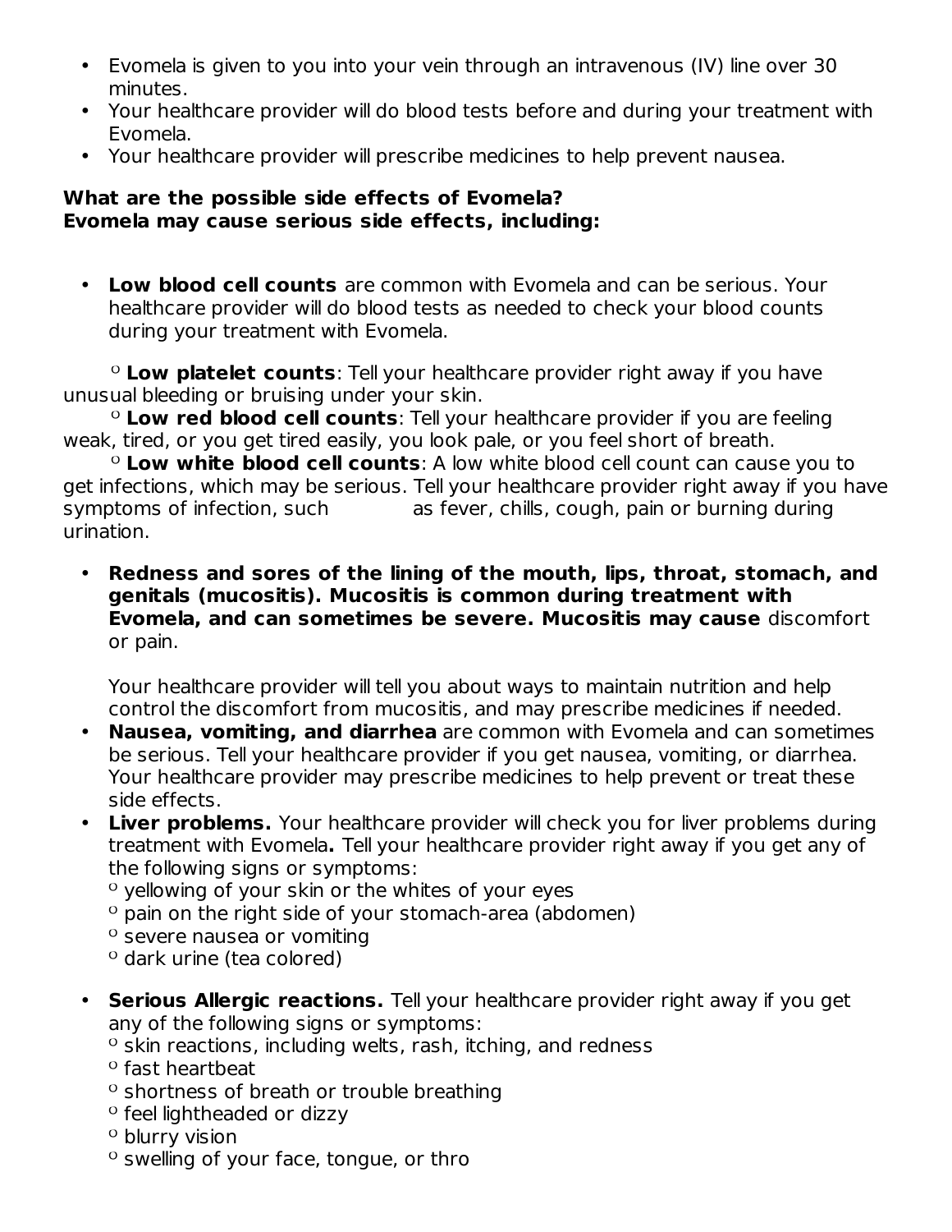- Evomela is given to you into your vein through an intravenous (IV) line over 30 minutes.
- Your healthcare provider will do blood tests before and during your treatment with Evomela.
- Your healthcare provider will prescribe medicines to help prevent nausea.

**What are the possible side effects of Evomela?**
**Evomela may cause serious side effects, including:**

- **Low blood cell counts** are common with Evomela and can be serious. Your healthcare provider will do blood tests as needed to check your blood counts during your treatment with Evomela.
    - **Low platelet counts**: Tell your healthcare provider right away if you have unusual bleeding or bruising under your skin.
    - **Low red blood cell counts**: Tell your healthcare provider if you are feeling weak, tired, or you get tired easily, you look pale, or you feel short of breath.
    - **Low white blood cell counts**: A low white blood cell count can cause you to get infections, which may be serious. Tell your healthcare provider right away if you have symptoms of infection, such as fever, chills, cough, pain or burning during urination.

- **Redness and sores of the lining of the mouth, lips, throat, stomach, and genitals (mucositis). Mucositis is common during treatment with Evomela, and can sometimes be severe. Mucositis may cause** discomfort or pain.

  Your healthcare provider will tell you about ways to maintain nutrition and help control the discomfort from mucositis, and may prescribe medicines if needed.
- **Nausea, vomiting, and diarrhea** are common with Evomela and can sometimes be serious. Tell your healthcare provider if you get nausea, vomiting, or diarrhea. Your healthcare provider may prescribe medicines to help prevent or treat these side effects.
- **Liver problems.** Your healthcare provider will check you for liver problems during treatment with Evomela**.** Tell your healthcare provider right away if you get any of the following signs or symptoms:
    - yellowing of your skin or the whites of your eyes
    - pain on the right side of your stomach-area (abdomen)
    - severe nausea or vomiting
    - dark urine (tea colored)

- **Serious Allergic reactions.** Tell your healthcare provider right away if you get any of the following signs or symptoms:
    - skin reactions, including welts, rash, itching, and redness
    - fast heartbeat
    - shortness of breath or trouble breathing
    - feel lightheaded or dizzy
    - blurry vision
    - swelling of your face, tongue, or thro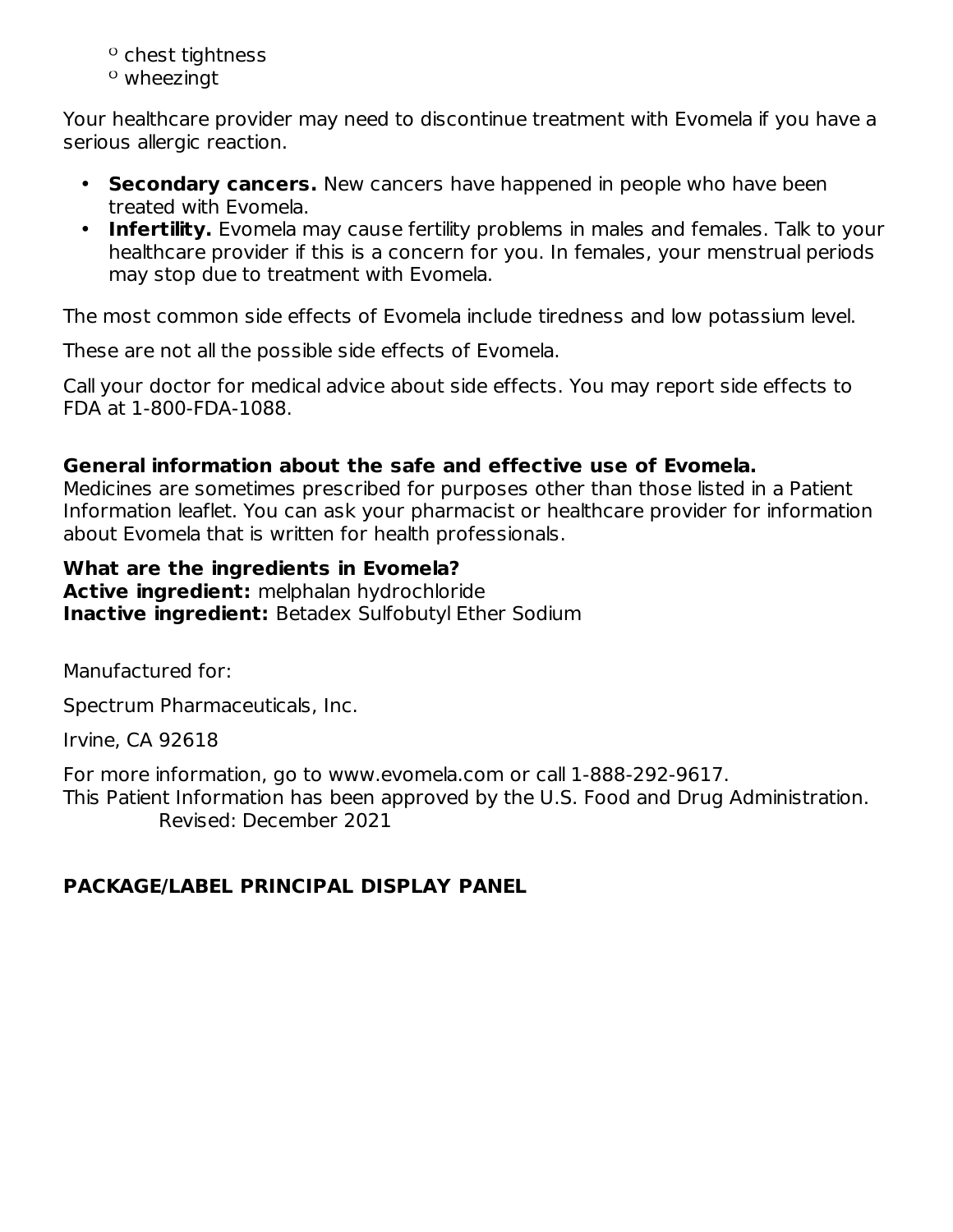- chest tightness
  - wheezingt

Your healthcare provider may need to discontinue treatment with Evomela if you have a serious allergic reaction.

- **Secondary cancers.** New cancers have happened in people who have been treated with Evomela.
- **Infertility.** Evomela may cause fertility problems in males and females. Talk to your healthcare provider if this is a concern for you. In females, your menstrual periods may stop due to treatment with Evomela.

The most common side effects of Evomela include tiredness and low potassium level.

These are not all the possible side effects of Evomela.

Call your doctor for medical advice about side effects. You may report side effects to FDA at 1-800-FDA-1088.

**General information about the safe and effective use of Evomela.**
Medicines are sometimes prescribed for purposes other than those listed in a Patient Information leaflet. You can ask your pharmacist or healthcare provider for information about Evomela that is written for health professionals.

**What are the ingredients in Evomela?**
**Active ingredient:** melphalan hydrochloride
**Inactive ingredient:** Betadex Sulfobutyl Ether Sodium

Manufactured for:

Spectrum Pharmaceuticals, Inc.

Irvine, CA 92618

For more information, go to www.evomela.com or call 1-888-292-9617.
This Patient Information has been approved by the U.S. Food and Drug Administration.
Revised: December 2021

**PACKAGE/LABEL PRINCIPAL DISPLAY PANEL**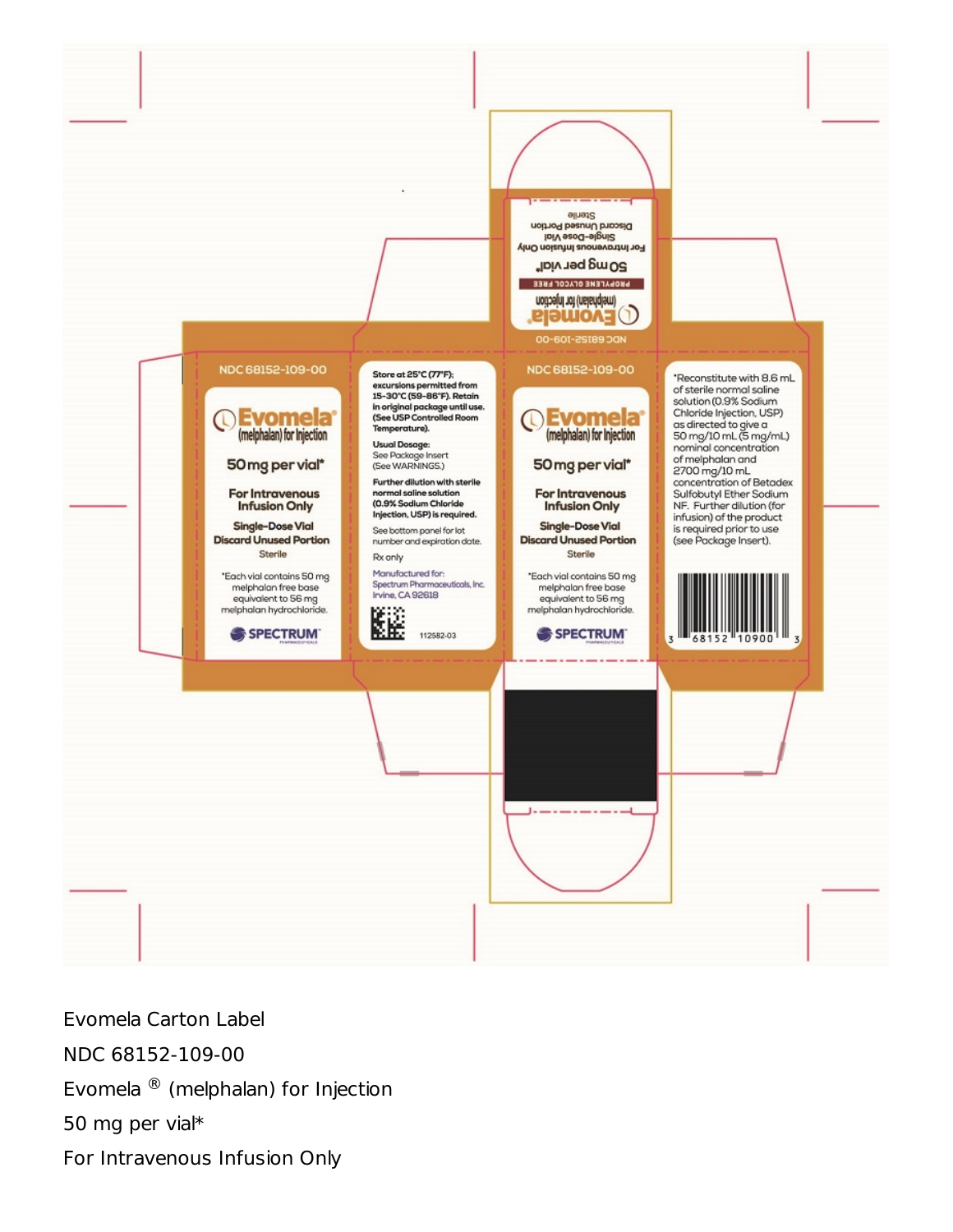NDC 68152-109-00

**Evomela®** (melphalan) for Injection

**50 mg per vial***

**For Intravenous Infusion Only**

**Single-Dose Vial**
**Discard Unused Portion**
Sterile

*Each vial contains 50 mg melphalan free base equivalent to 56 mg melphalan hydrochloride.

SPECTRUM PHARMACEUTICALS

**Store at 25°C (77°F); excursions permitted from 15-30°C (59-86°F). Retain in original package until use. (See USP Controlled Room Temperature).**

**Usual Dosage:**
See Package Insert
(See WARNINGS.)

**Further dilution with sterile normal saline solution (0.9% Sodium Chloride Injection, USP) is required.**

See bottom panel for lot number and expiration date.

Rx only

Manufactured for:
Spectrum Pharmaceuticals, Inc.
Irvine, CA 92618

112582-03

NDC 68152-109-00

**Evomela®** (melphalan) for Injection

**50 mg per vial***

**For Intravenous Infusion Only**

**Single-Dose Vial**
**Discard Unused Portion**
Sterile

*Each vial contains 50 mg melphalan free base equivalent to 56 mg melphalan hydrochloride.

SPECTRUM PHARMACEUTICALS

*Reconstitute with 8.6 mL of sterile normal saline solution (0.9% Sodium Chloride Injection, USP) as directed to give a 50 mg/10 mL (5 mg/mL) nominal concentration of melphalan and 2700 mg/10 mL concentration of Betadex Sulfobutyl Ether Sodium NF. Further dilution (for infusion) of the product is required prior to use (see Package Insert).

3 68152 10900 3

NDC 68152-109-00

**Evomela®** (melphalan) for Injection

PROPYLENE GLYCOL FREE

**50 mg per vial***

For Intravenous Infusion Only
Single-Dose Vial
Discard Unused Portion
Sterile

Evomela Carton Label

NDC 68152-109-00

Evomela ® (melphalan) for Injection

50 mg per vial*

For Intravenous Infusion Only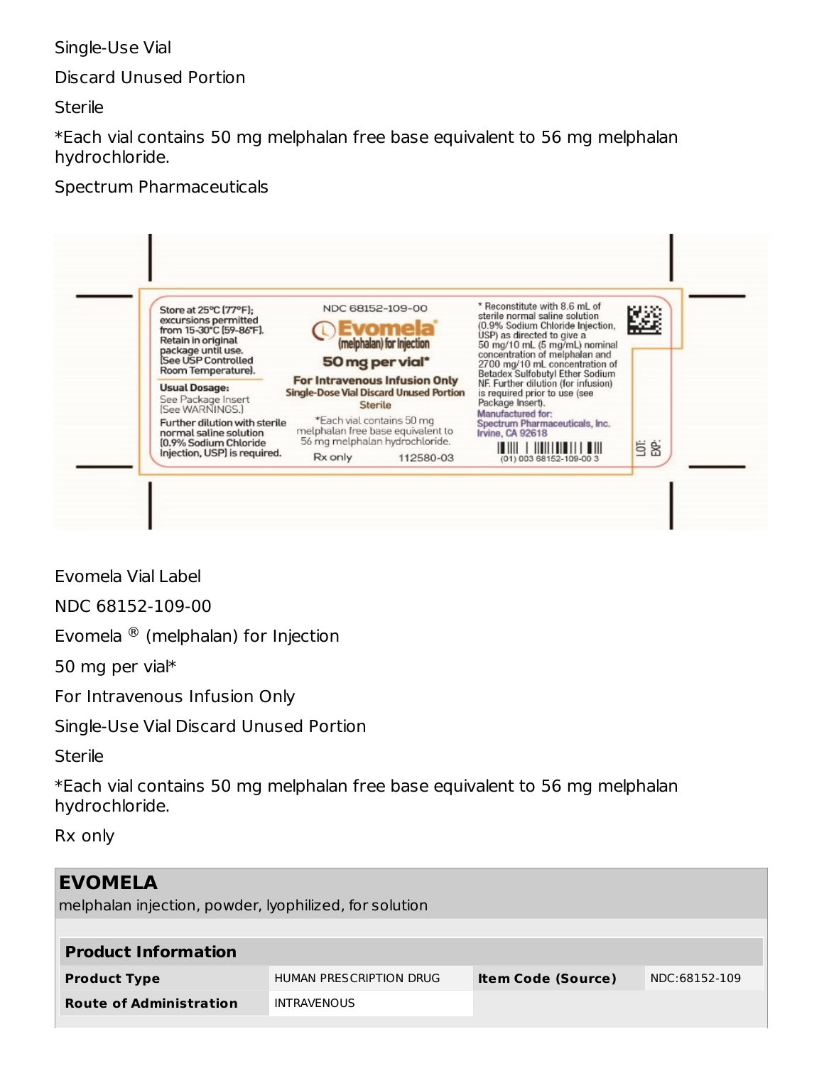Single-Use Vial

Discard Unused Portion

Sterile

*Each vial contains 50 mg melphalan free base equivalent to 56 mg melphalan hydrochloride.

Spectrum Pharmaceuticals

Store at 25°C (77°F); excursions permitted from 15-30°C (59-86°F). Retain in original package until use. [See USP Controlled Room Temperature].

Usual Dosage: See Package Insert [See WARNINGS.]

Further dilution with sterile normal saline solution (0.9% Sodium Chloride Injection, USP) is required.

NDC 68152-109-00

Evomela® (melphalan) for Injection

50 mg per vial*

For Intravenous Infusion Only

Single-Dose Vial Discard Unused Portion

Sterile

*Each vial contains 50 mg melphalan free base equivalent to 56 mg melphalan hydrochloride.

Rx only 112580-03

* Reconstitute with 8.6 mL of sterile normal saline solution (0.9% Sodium Chloride Injection, USP) as directed to give a 50 mg/10 mL (5 mg/mL) nominal concentration of melphalan and 2700 mg/10 mL concentration of Betadex Sulfobutyl Ether Sodium NF. Further dilution (for infusion) is required prior to use (see Package Insert).

Manufactured for: Spectrum Pharmaceuticals, Inc. Irvine, CA 92618

(01) 003 68152-109-00 3

LOT: EXP:

Evomela Vial Label

NDC 68152-109-00

Evomela ® (melphalan) for Injection

50 mg per vial*

For Intravenous Infusion Only

Single-Use Vial Discard Unused Portion

Sterile

*Each vial contains 50 mg melphalan free base equivalent to 56 mg melphalan hydrochloride.

Rx only

## EVOMELA

melphalan injection, powder, lyophilized, for solution

| Product Information | | | |
|---|---|---|---|
| **Product Type** | HUMAN PRESCRIPTION DRUG | **Item Code (Source)** | NDC:68152-109 |
| **Route of Administration** | INTRAVENOUS | | |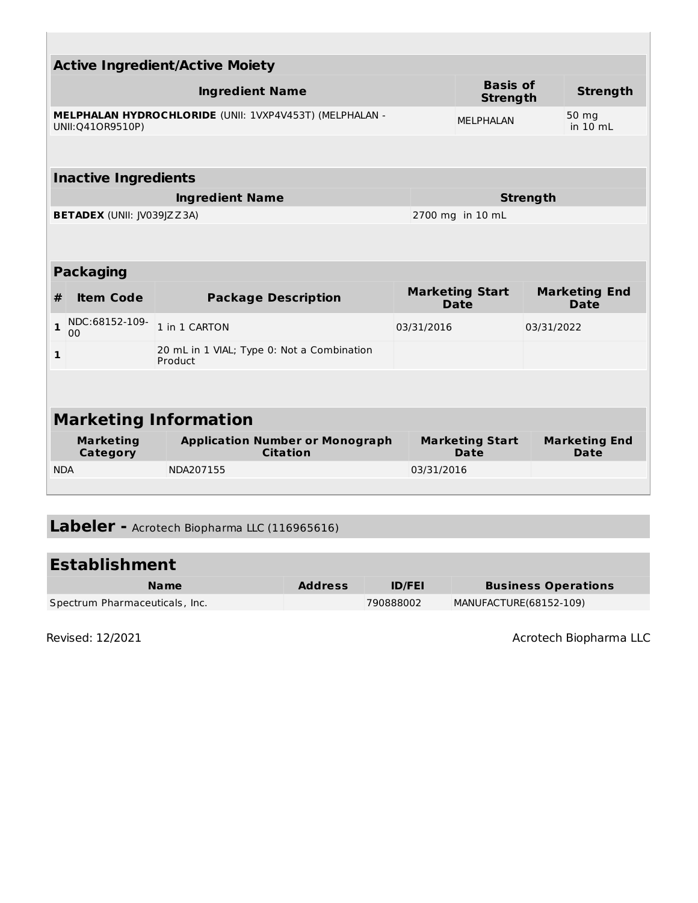| Active Ingredient/Active Moiety | | |
|---|---|---|
| **Ingredient Name** | **Basis of Strength** | **Strength** |
| **MELPHALAN HYDROCHLORIDE** (UNII: 1VXP4V453T) (MELPHALAN - UNII:Q41OR9510P) | MELPHALAN | 50 mg in 10 mL |

| Inactive Ingredients | |
|---|---|
| **Ingredient Name** | **Strength** |
| **BETADEX** (UNII: JV039JZZ3A) | 2700 mg in 10 mL |

| Packaging | | | | |
|---|---|---|---|---|
| **#** | **Item Code** | **Package Description** | **Marketing Start Date** | **Marketing End Date** |
| **1** | NDC:68152-109-00 | 1 in 1 CARTON | 03/31/2016 | 03/31/2022 |
| **1** | | 20 mL in 1 VIAL; Type 0: Not a Combination Product | | |

| Marketing Information | | | |
|---|---|---|---|
| **Marketing Category** | **Application Number or Monograph Citation** | **Marketing Start Date** | **Marketing End Date** |
| NDA | NDA207155 | 03/31/2016 | |

## Labeler - Acrotech Biopharma LLC (116965616)

| Establishment | | | |
|---|---|---|---|
| **Name** | **Address** | **ID/FEI** | **Business Operations** |
| Spectrum Pharmaceuticals, Inc. | | 790888002 | MANUFACTURE(68152-109) |

Revised: 12/2021

Acrotech Biopharma LLC